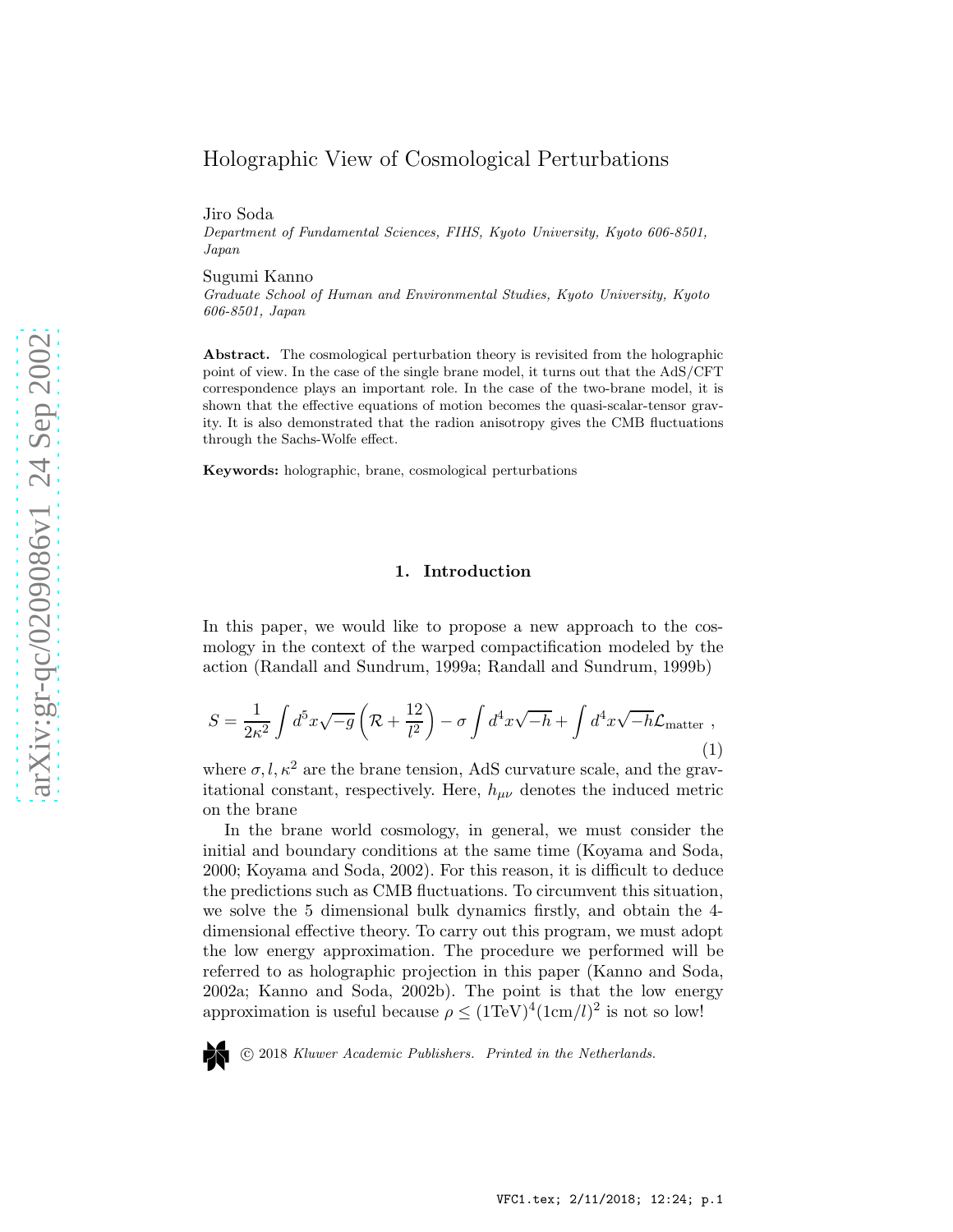# Holographic View of Cosmological Perturbations

Jiro Soda
*Department of Fundamental Sciences, FIHS, Kyoto University, Kyoto 606-8501, Japan*

Sugumi Kanno
*Graduate School of Human and Environmental Studies, Kyoto University, Kyoto 606-8501, Japan*

**Abstract.** The cosmological perturbation theory is revisited from the holographic point of view. In the case of the single brane model, it turns out that the AdS/CFT correspondence plays an important role. In the case of the two-brane model, it is shown that the effective equations of motion becomes the quasi-scalar-tensor gravity. It is also demonstrated that the radion anisotropy gives the CMB fluctuations through the Sachs-Wolfe effect.

**Keywords:** holographic, brane, cosmological perturbations

## 1. Introduction

In this paper, we would like to propose a new approach to the cosmology in the context of the warped compactification modeled by the action (Randall and Sundrum, 1999a; Randall and Sundrum, 1999b)

$$S = \frac{1}{2\kappa^2}\int d^5x\sqrt{-g}\left(\mathcal{R}+\frac{12}{l^2}\right) - \sigma\int d^4x\sqrt{-h} + \int d^4x\sqrt{-h}\mathcal{L}_{\rm matter}\ , \tag{1}$$

where $\sigma, l, \kappa^2$ are the brane tension, AdS curvature scale, and the gravitational constant, respectively. Here, $h_{\mu\nu}$ denotes the induced metric on the brane

In the brane world cosmology, in general, we must consider the initial and boundary conditions at the same time (Koyama and Soda, 2000; Koyama and Soda, 2002). For this reason, it is difficult to deduce the predictions such as CMB fluctuations. To circumvent this situation, we solve the 5 dimensional bulk dynamics firstly, and obtain the 4-dimensional effective theory. To carry out this program, we must adopt the low energy approximation. The procedure we performed will be referred to as holographic projection in this paper (Kanno and Soda, 2002a; Kanno and Soda, 2002b). The point is that the low energy approximation is useful because $\rho \leq (1\text{TeV})^4(1\text{cm}/l)^2$ is not so low!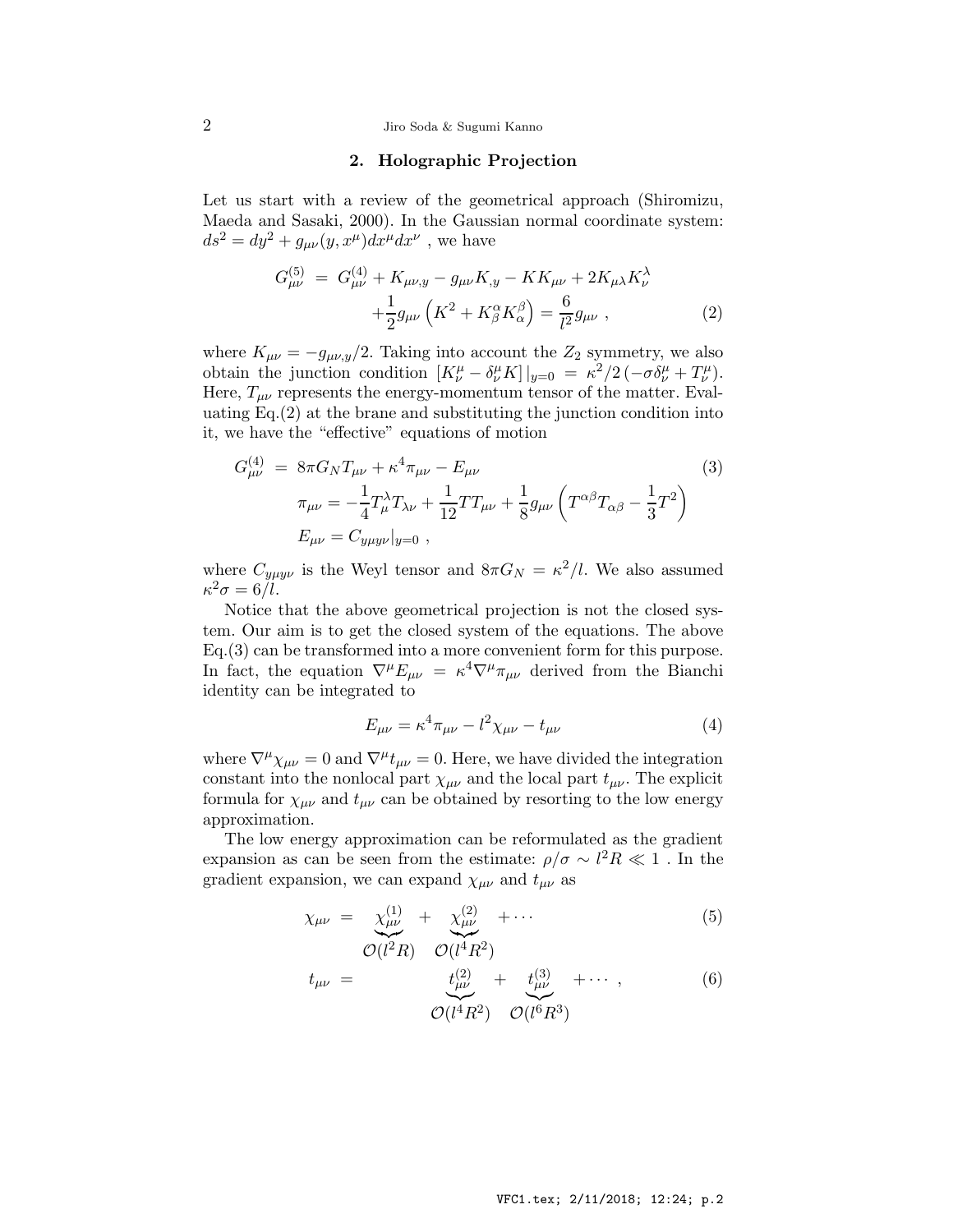## 2. Holographic Projection

Let us start with a review of the geometrical approach (Shiromizu, Maeda and Sasaki, 2000). In the Gaussian normal coordinate system: $ds^2 = dy^2 + g_{\mu\nu}(y, x^\mu)dx^\mu dx^\nu$ , we have

$$
\begin{aligned}
G^{(5)}_{\mu\nu} \ &= \ G^{(4)}_{\mu\nu} + K_{\mu\nu,y} - g_{\mu\nu}K_{,y} - KK_{\mu\nu} + 2K_{\mu\lambda}K^{\lambda}_{\nu} \\
&\qquad + \frac{1}{2}g_{\mu\nu}\left(K^2 + K^{\alpha}_{\beta}K^{\beta}_{\alpha}\right) = \frac{6}{l^2}g_{\mu\nu} \ , \qquad (2)
\end{aligned}
$$

where $K_{\mu\nu} = -g_{\mu\nu,y}/2$. Taking into account the $Z_2$ symmetry, we also obtain the junction condition $[K^{\mu}_{\nu} - \delta^{\mu}_{\nu}K]|_{y=0} = \kappa^2/2\,(-\sigma\delta^{\mu}_{\nu} + T^{\mu}_{\nu})$. Here, $T_{\mu\nu}$ represents the energy-momentum tensor of the matter. Evaluating Eq.(2) at the brane and substituting the junction condition into it, we have the "effective" equations of motion

$$
\begin{aligned}
G^{(4)}_{\mu\nu} \ &= \ 8\pi G_N T_{\mu\nu} + \kappa^4 \pi_{\mu\nu} - E_{\mu\nu} \qquad (3) \\
&\pi_{\mu\nu} = -\frac{1}{4}T^{\lambda}_{\mu}T_{\lambda\nu} + \frac{1}{12}TT_{\mu\nu} + \frac{1}{8}g_{\mu\nu}\left(T^{\alpha\beta}T_{\alpha\beta} - \frac{1}{3}T^2\right) \\
&E_{\mu\nu} = C_{y\mu y\nu}|_{y=0} \ ,
\end{aligned}
$$

where $C_{y\mu y\nu}$ is the Weyl tensor and $8\pi G_N = \kappa^2/l$. We also assumed $\kappa^2\sigma = 6/l$.

Notice that the above geometrical projection is not the closed system. Our aim is to get the closed system of the equations. The above Eq.(3) can be transformed into a more convenient form for this purpose. In fact, the equation $\nabla^\mu E_{\mu\nu} = \kappa^4 \nabla^\mu \pi_{\mu\nu}$ derived from the Bianchi identity can be integrated to

$$
E_{\mu\nu} = \kappa^4 \pi_{\mu\nu} - l^2 \chi_{\mu\nu} - t_{\mu\nu} \qquad (4)
$$

where $\nabla^\mu \chi_{\mu\nu} = 0$ and $\nabla^\mu t_{\mu\nu} = 0$. Here, we have divided the integration constant into the nonlocal part $\chi_{\mu\nu}$ and the local part $t_{\mu\nu}$. The explicit formula for $\chi_{\mu\nu}$ and $t_{\mu\nu}$ can be obtained by resorting to the low energy approximation.

The low energy approximation can be reformulated as the gradient expansion as can be seen from the estimate: $\rho/\sigma \sim l^2 R \ll 1$ . In the gradient expansion, we can expand $\chi_{\mu\nu}$ and $t_{\mu\nu}$ as

$$
\chi_{\mu\nu} \ = \ \underbrace{\chi^{(1)}_{\mu\nu}}_{\mathcal{O}(l^2R)} \ + \ \underbrace{\chi^{(2)}_{\mu\nu}}_{\mathcal{O}(l^4R^2)} \ + \cdots \qquad (5)
$$

$$
t_{\mu\nu} \ = \ \underbrace{t^{(2)}_{\mu\nu}}_{\mathcal{O}(l^4R^2)} \ + \ \underbrace{t^{(3)}_{\mu\nu}}_{\mathcal{O}(l^6R^3)} \ + \cdots \ , \qquad (6)
$$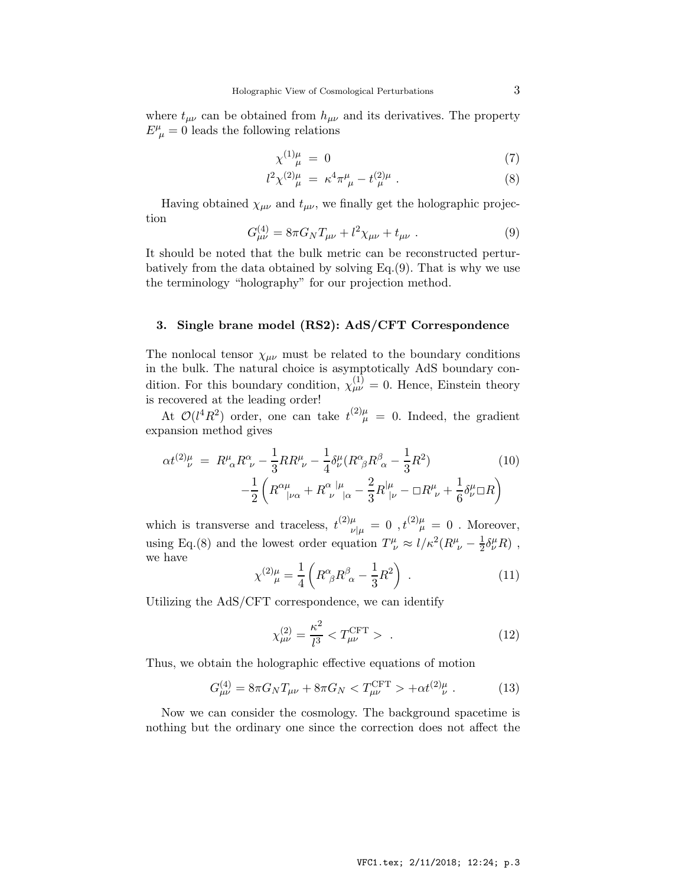where $t_{\mu\nu}$ can be obtained from $h_{\mu\nu}$ and its derivatives. The property $E^{\mu}{}_{\mu} = 0$ leads the following relations

$$\chi^{(1)\mu}{}_{\mu} = 0 \tag{7}$$

$$l^2 \chi^{(2)\mu}{}_{\mu} = \kappa^4 \pi^{\mu}{}_{\mu} - t^{(2)\mu}{}_{\mu} \ . \tag{8}$$

Having obtained $\chi_{\mu\nu}$ and $t_{\mu\nu}$, we finally get the holographic projection

$$G^{(4)}_{\mu\nu} = 8\pi G_N T_{\mu\nu} + l^2 \chi_{\mu\nu} + t_{\mu\nu} \ . \tag{9}$$

It should be noted that the bulk metric can be reconstructed perturbatively from the data obtained by solving Eq.(9). That is why we use the terminology "holography" for our projection method.

## 3. Single brane model (RS2): AdS/CFT Correspondence

The nonlocal tensor $\chi_{\mu\nu}$ must be related to the boundary conditions in the bulk. The natural choice is asymptotically AdS boundary condition. For this boundary condition, $\chi^{(1)}_{\mu\nu} = 0$. Hence, Einstein theory is recovered at the leading order!

At $\mathcal{O}(l^4 R^2)$ order, one can take $t^{(2)\mu}{}_{\mu} = 0$. Indeed, the gradient expansion method gives

$$\begin{aligned}
\alpha t^{(2)\mu}{}_{\nu} &= R^{\mu}{}_{\alpha} R^{\alpha}{}_{\nu} - \frac{1}{3} R R^{\mu}{}_{\nu} - \frac{1}{4}\delta^{\mu}_{\nu}(R^{\alpha}{}_{\beta} R^{\beta}{}_{\alpha} - \frac{1}{3}R^2) \\
&\quad -\frac{1}{2}\left( R^{\alpha\mu}{}_{|\nu\alpha} + R^{\alpha}{}_{\nu}{}^{|\mu}{}_{|\alpha} - \frac{2}{3} R^{|\mu}{}_{|\nu} - \Box R^{\mu}{}_{\nu} + \frac{1}{6}\delta^{\mu}_{\nu} \Box R \right)
\end{aligned} \tag{10}$$

which is transverse and traceless, $t^{(2)\mu}{}_{\nu|\mu} = 0$ , $t^{(2)\mu}{}_{\mu} = 0$ . Moreover, using Eq.(8) and the lowest order equation $T^{\mu}_{\nu} \approx l/\kappa^2 (R^{\mu}{}_{\nu} - \frac{1}{2}\delta^{\mu}_{\nu} R)$ , we have

$$\chi^{(2)\mu}{}_{\mu} = \frac{1}{4}\left( R^{\alpha}{}_{\beta} R^{\beta}{}_{\alpha} - \frac{1}{3} R^2 \right) \ . \tag{11}$$

Utilizing the AdS/CFT correspondence, we can identify

$$\chi^{(2)}_{\mu\nu} = \frac{\kappa^2}{l^3} < T^{\rm CFT}_{\mu\nu} > \ . \tag{12}$$

Thus, we obtain the holographic effective equations of motion

$$G^{(4)}_{\mu\nu} = 8\pi G_N T_{\mu\nu} + 8\pi G_N < T^{\rm CFT}_{\mu\nu} > + \alpha t^{(2)\mu}{}_{\nu} \ . \tag{13}$$

Now we can consider the cosmology. The background spacetime is nothing but the ordinary one since the correction does not affect the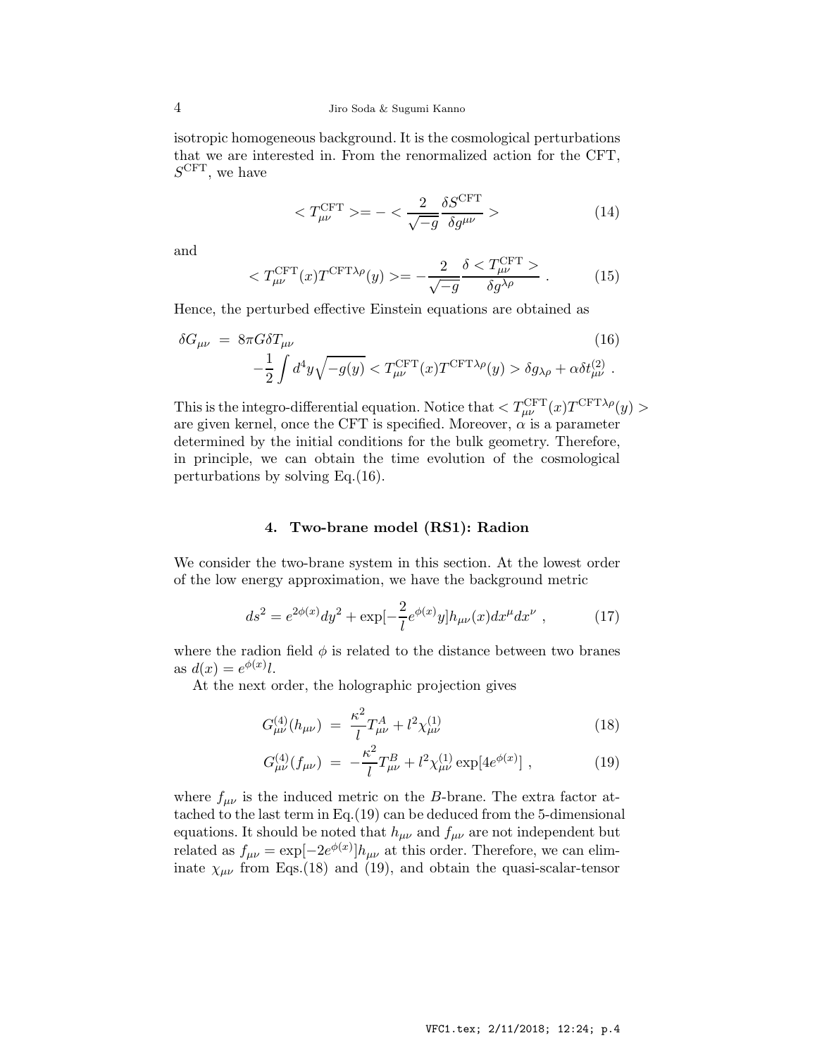isotropic homogeneous background. It is the cosmological perturbations that we are interested in. From the renormalized action for the CFT, $S^{\rm CFT}$, we have

$$< T^{\rm CFT}_{\mu\nu} >= - < \frac{2}{\sqrt{-g}} \frac{\delta S^{\rm CFT}}{\delta g^{\mu\nu}} > \tag{14}$$

and

$$< T^{\rm CFT}_{\mu\nu}(x) T^{\rm CFT \lambda\rho}(y) >= - \frac{2}{\sqrt{-g}} \frac{\delta < T^{\rm CFT}_{\mu\nu} >}{\delta g^{\lambda\rho}} \ . \tag{15}$$

Hence, the perturbed effective Einstein equations are obtained as

$$\begin{aligned} \delta G_{\mu\nu} &= 8\pi G \delta T_{\mu\nu} \\ &\quad - \frac{1}{2} \int d^4 y \sqrt{-g(y)} < T^{\rm CFT}_{\mu\nu}(x) T^{\rm CFT \lambda\rho}(y) > \delta g_{\lambda\rho} + \alpha \delta t^{(2)}_{\mu\nu} \ . \end{aligned} \tag{16}$$

This is the integro-differential equation. Notice that $< T^{\rm CFT}_{\mu\nu}(x) T^{\rm CFT \lambda\rho}(y) >$ are given kernel, once the CFT is specified. Moreover, $\alpha$ is a parameter determined by the initial conditions for the bulk geometry. Therefore, in principle, we can obtain the time evolution of the cosmological perturbations by solving Eq.(16).

## 4. Two-brane model (RS1): Radion

We consider the two-brane system in this section. At the lowest order of the low energy approximation, we have the background metric

$$ds^2 = e^{2\phi(x)} dy^2 + \exp[-\frac{2}{l} e^{\phi(x)} y] h_{\mu\nu}(x) dx^\mu dx^\nu \ , \tag{17}$$

where the radion field $\phi$ is related to the distance between two branes as $d(x) = e^{\phi(x)} l$.

At the next order, the holographic projection gives

$$G^{(4)}_{\mu\nu}(h_{\mu\nu}) = \frac{\kappa^2}{l} T^A_{\mu\nu} + l^2 \chi^{(1)}_{\mu\nu} \tag{18}$$

$$G^{(4)}_{\mu\nu}(f_{\mu\nu}) = -\frac{\kappa^2}{l} T^B_{\mu\nu} + l^2 \chi^{(1)}_{\mu\nu} \exp[4 e^{\phi(x)}] \ , \tag{19}$$

where $f_{\mu\nu}$ is the induced metric on the $B$-brane. The extra factor attached to the last term in Eq.(19) can be deduced from the 5-dimensional equations. It should be noted that $h_{\mu\nu}$ and $f_{\mu\nu}$ are not independent but related as $f_{\mu\nu} = \exp[-2e^{\phi(x)}] h_{\mu\nu}$ at this order. Therefore, we can eliminate $\chi_{\mu\nu}$ from Eqs.(18) and (19), and obtain the quasi-scalar-tensor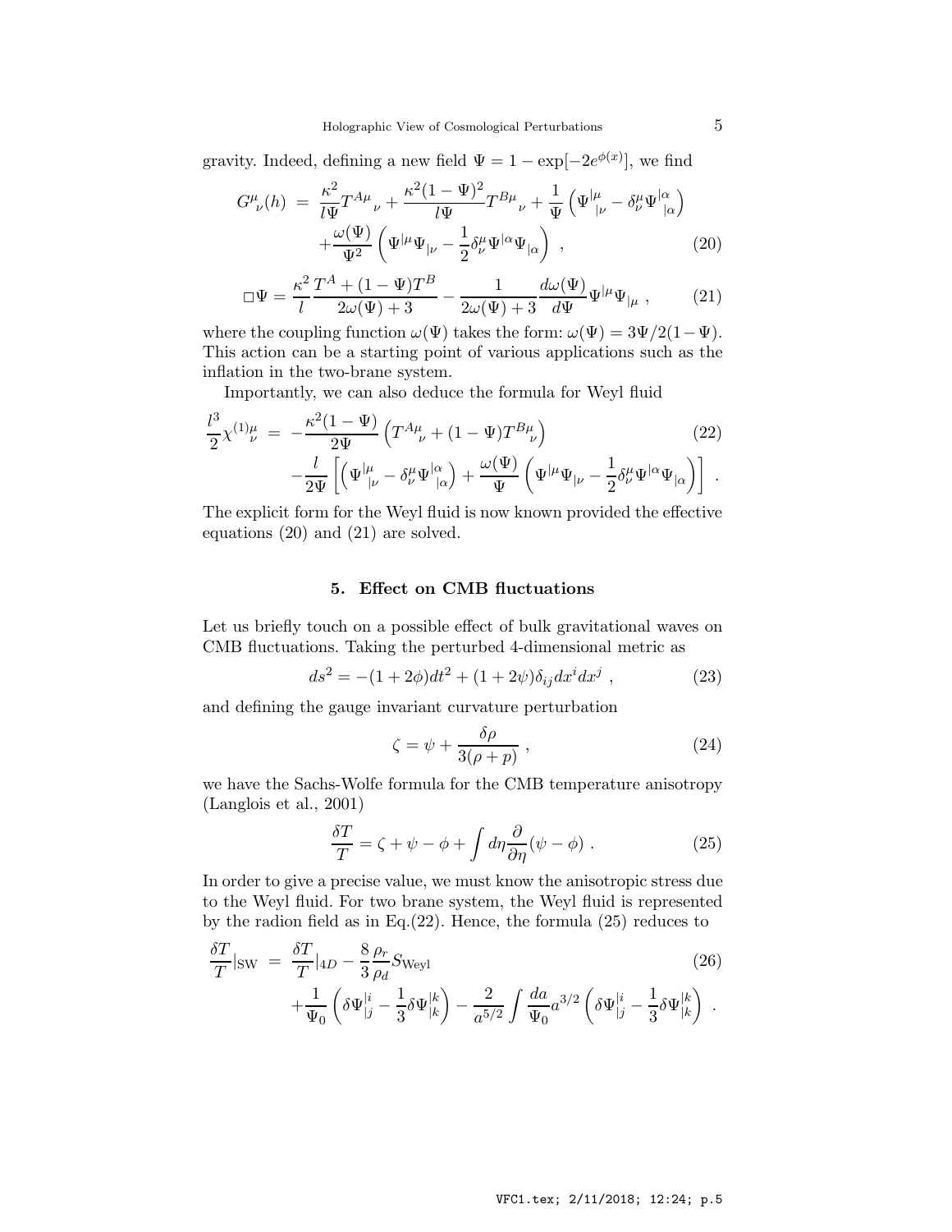gravity. Indeed, defining a new field $\Psi = 1 - \exp[-2e^{\phi(x)}]$, we find

$$
\begin{aligned}
G^{\mu}{}_{\nu}(h) \;=\; & \frac{\kappa^2}{l\Psi} T^{A\mu}{}_{\nu} + \frac{\kappa^2 (1-\Psi)^2}{l\Psi} T^{B\mu}{}_{\nu} + \frac{1}{\Psi}\left( \Psi^{|\mu}{}_{|\nu} - \delta^{\mu}_{\nu} \Psi^{|\alpha}{}_{|\alpha} \right) \\
& + \frac{\omega(\Psi)}{\Psi^2} \left( \Psi^{|\mu}\Psi_{|\nu} - \frac{1}{2}\delta^{\mu}_{\nu}\Psi^{|\alpha}\Psi_{|\alpha} \right) , \qquad (20)
\end{aligned}
$$

$$
\Box\Psi = \frac{\kappa^2}{l}\frac{T^A + (1-\Psi)T^B}{2\omega(\Psi)+3} - \frac{1}{2\omega(\Psi)+3}\frac{d\omega(\Psi)}{d\Psi}\Psi^{|\mu}\Psi_{|\mu} \ , \qquad (21)
$$

where the coupling function $\omega(\Psi)$ takes the form: $\omega(\Psi) = 3\Psi/2(1-\Psi)$. This action can be a starting point of various applications such as the inflation in the two-brane system.

Importantly, we can also deduce the formula for Weyl fluid

$$
\begin{aligned}
\frac{l^3}{2}\chi^{(1)\mu}{}_{\nu} \;=\; & -\frac{\kappa^2(1-\Psi)}{2\Psi}\left( T^{A\mu}{}_{\nu} + (1-\Psi) T^{B\mu}{}_{\nu} \right) \qquad (22) \\
& -\frac{l}{2\Psi}\left[ \left( \Psi^{|\mu}{}_{|\nu} - \delta^{\mu}_{\nu}\Psi^{|\alpha}{}_{|\alpha} \right) + \frac{\omega(\Psi)}{\Psi}\left( \Psi^{|\mu}\Psi_{|\nu} - \frac{1}{2}\delta^{\mu}_{\nu}\Psi^{|\alpha}\Psi_{|\alpha} \right) \right] \ .
\end{aligned}
$$

The explicit form for the Weyl fluid is now known provided the effective equations (20) and (21) are solved.

## 5. Effect on CMB fluctuations

Let us briefly touch on a possible effect of bulk gravitational waves on CMB fluctuations. Taking the perturbed 4-dimensional metric as

$$
ds^2 = -(1+2\phi)dt^2 + (1+2\psi)\delta_{ij}dx^i dx^j \ , \qquad (23)
$$

and defining the gauge invariant curvature perturbation

$$
\zeta = \psi + \frac{\delta\rho}{3(\rho + p)} \ , \qquad (24)
$$

we have the Sachs-Wolfe formula for the CMB temperature anisotropy (Langlois et al., 2001)

$$
\frac{\delta T}{T} = \zeta + \psi - \phi + \int d\eta \frac{\partial}{\partial\eta}(\psi - \phi) \ . \qquad (25)
$$

In order to give a precise value, we must know the anisotropic stress due to the Weyl fluid. For two brane system, the Weyl fluid is represented by the radion field as in Eq.(22). Hence, the formula (25) reduces to

$$
\begin{aligned}
\frac{\delta T}{T}|_{\rm SW} \;=\; & \frac{\delta T}{T}|_{4D} - \frac{8}{3}\frac{\rho_r}{\rho_d} S_{\rm Weyl} \qquad (26) \\
& + \frac{1}{\Psi_0}\left( \delta\Psi|^i_j - \frac{1}{3}\delta\Psi|^k_k \right) - \frac{2}{a^{5/2}}\int \frac{da}{\Psi_0} a^{3/2}\left( \delta\Psi|^i_j - \frac{1}{3}\delta\Psi|^k_k \right) \ .
\end{aligned}
$$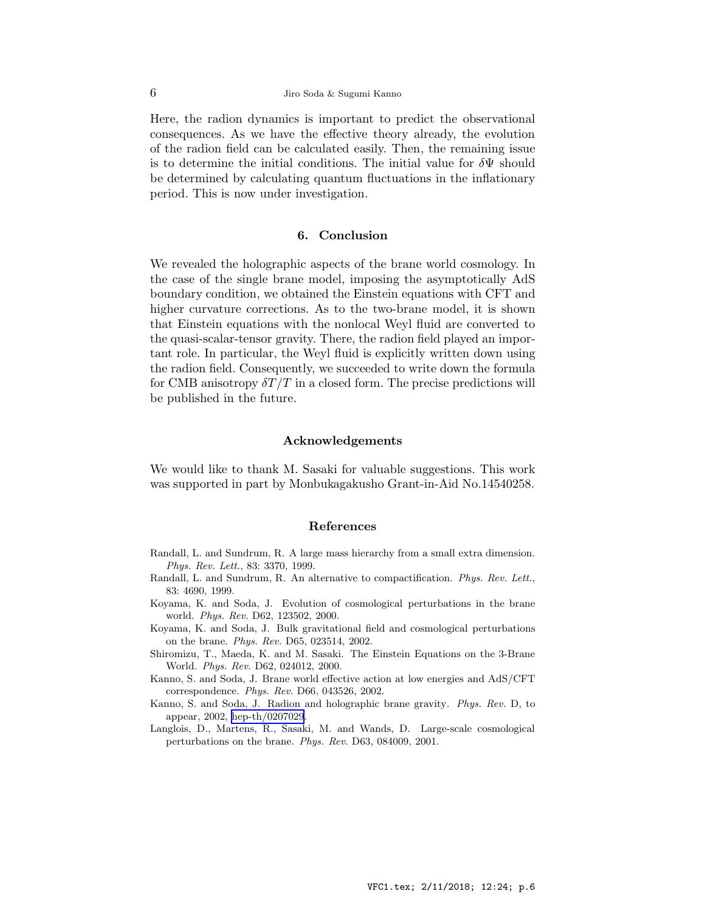Here, the radion dynamics is important to predict the observational consequences. As we have the effective theory already, the evolution of the radion field can be calculated easily. Then, the remaining issue is to determine the initial conditions. The initial value for $\delta\Psi$ should be determined by calculating quantum fluctuations in the inflationary period. This is now under investigation.

## 6. Conclusion

We revealed the holographic aspects of the brane world cosmology. In the case of the single brane model, imposing the asymptotically AdS boundary condition, we obtained the Einstein equations with CFT and higher curvature corrections. As to the two-brane model, it is shown that Einstein equations with the nonlocal Weyl fluid are converted to the quasi-scalar-tensor gravity. There, the radion field played an important role. In particular, the Weyl fluid is explicitly written down using the radion field. Consequently, we succeeded to write down the formula for CMB anisotropy $\delta T/T$ in a closed form. The precise predictions will be published in the future.

## Acknowledgements

We would like to thank M. Sasaki for valuable suggestions. This work was supported in part by Monbukagakusho Grant-in-Aid No.14540258.

## References

Randall, L. and Sundrum, R. A large mass hierarchy from a small extra dimension. *Phys. Rev. Lett.*, 83: 3370, 1999.

Randall, L. and Sundrum, R. An alternative to compactification. *Phys. Rev. Lett.*, 83: 4690, 1999.

Koyama, K. and Soda, J. Evolution of cosmological perturbations in the brane world. *Phys. Rev.* D62, 123502, 2000.

Koyama, K. and Soda, J. Bulk gravitational field and cosmological perturbations on the brane. *Phys. Rev.* D65, 023514, 2002.

Shiromizu, T., Maeda, K. and M. Sasaki. The Einstein Equations on the 3-Brane World. *Phys. Rev.* D62, 024012, 2000.

Kanno, S. and Soda, J. Brane world effective action at low energies and AdS/CFT correspondence. *Phys. Rev.* D66, 043526, 2002.

Kanno, S. and Soda, J. Radion and holographic brane gravity. *Phys. Rev.* D, to appear, 2002, hep-th/0207029.

Langlois, D., Martens, R., Sasaki, M. and Wands, D. Large-scale cosmological perturbations on the brane. *Phys. Rev.* D63, 084009, 2001.